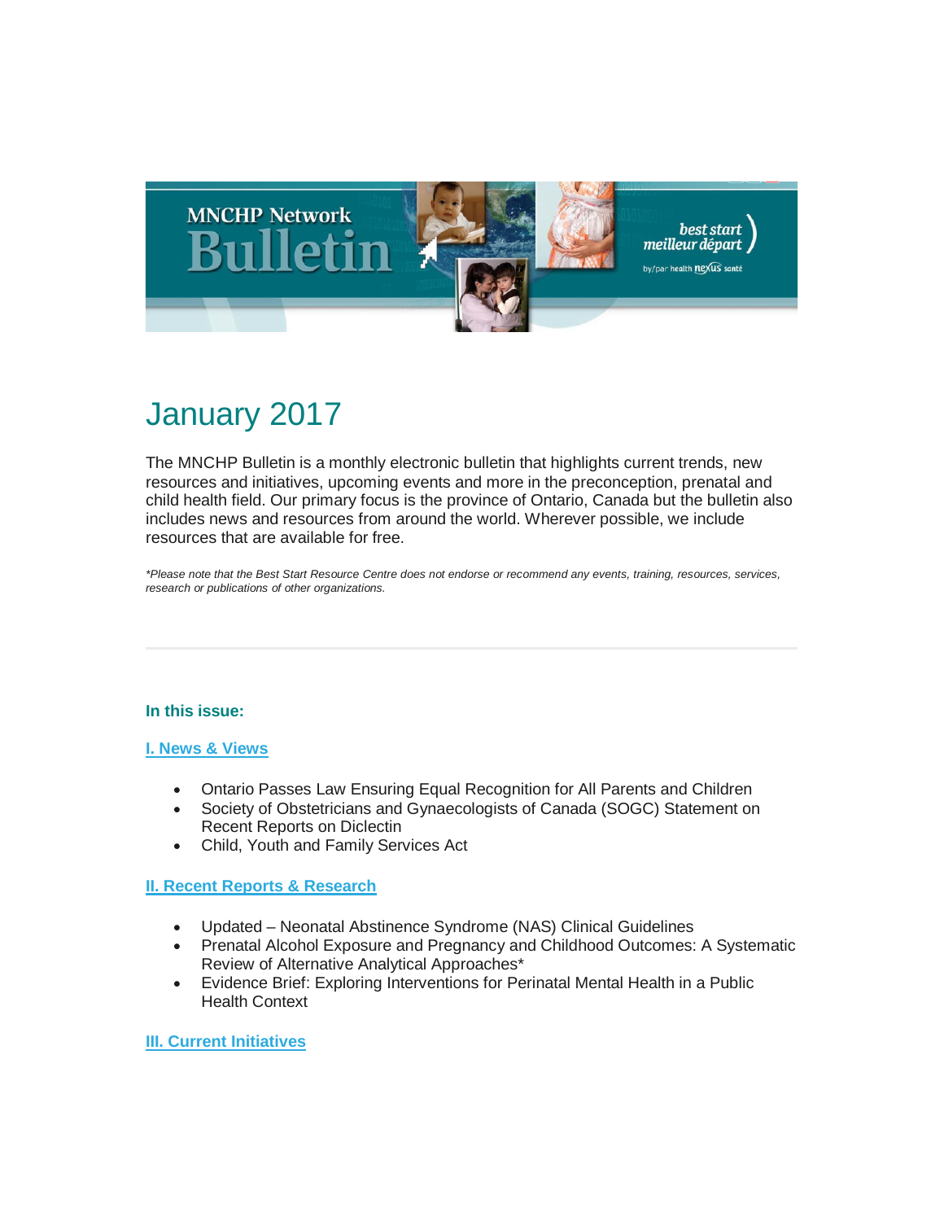# January 2017

The MNCHP Bulletin is a monthly electronic bulletin that highlights current trends, new resources and initiatives, upcoming events and more in the preconception, prenatal and child health field. Our primary focus is the province of Ontario, Canada but the bulletin also includes news and resources from around the world. Wherever possible, we include resources that are available for free.

*\*Please note that the Best Start Resource Centre does not endorse or recommend any events, training, resources, services, research or publications of other organizations.*

---

### In this issue:

**I. News & Views**

- Ontario Passes Law Ensuring Equal Recognition for All Parents and Children
- Society of Obstetricians and Gynaecologists of Canada (SOGC) Statement on Recent Reports on Diclectin
- Child, Youth and Family Services Act

**II. Recent Reports & Research**

- Updated – Neonatal Abstinence Syndrome (NAS) Clinical Guidelines
- Prenatal Alcohol Exposure and Pregnancy and Childhood Outcomes: A Systematic Review of Alternative Analytical Approaches*
- Evidence Brief: Exploring Interventions for Perinatal Mental Health in a Public Health Context

**III. Current Initiatives**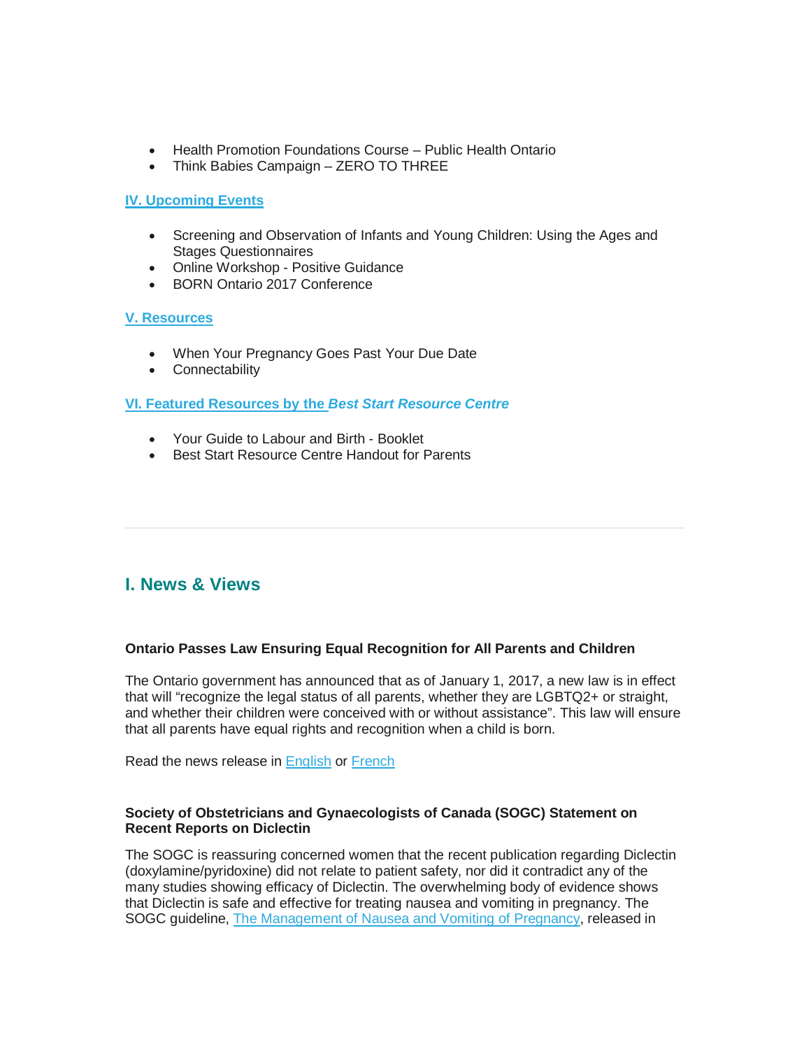- Health Promotion Foundations Course – Public Health Ontario
- Think Babies Campaign – ZERO TO THREE

**IV. Upcoming Events**

- Screening and Observation of Infants and Young Children: Using the Ages and Stages Questionnaires
- Online Workshop - Positive Guidance
- BORN Ontario 2017 Conference

**V. Resources**

- When Your Pregnancy Goes Past Your Due Date
- Connectability

**VI. Featured Resources by the *Best Start Resource Centre***

- Your Guide to Labour and Birth - Booklet
- Best Start Resource Centre Handout for Parents

---

## I. News & Views

**Ontario Passes Law Ensuring Equal Recognition for All Parents and Children**

The Ontario government has announced that as of January 1, 2017, a new law is in effect that will "recognize the legal status of all parents, whether they are LGBTQ2+ or straight, and whether their children were conceived with or without assistance". This law will ensure that all parents have equal rights and recognition when a child is born.

Read the news release in English or French

**Society of Obstetricians and Gynaecologists of Canada (SOGC) Statement on Recent Reports on Diclectin**

The SOGC is reassuring concerned women that the recent publication regarding Diclectin (doxylamine/pyridoxine) did not relate to patient safety, nor did it contradict any of the many studies showing efficacy of Diclectin. The overwhelming body of evidence shows that Diclectin is safe and effective for treating nausea and vomiting in pregnancy. The SOGC guideline, The Management of Nausea and Vomiting of Pregnancy, released in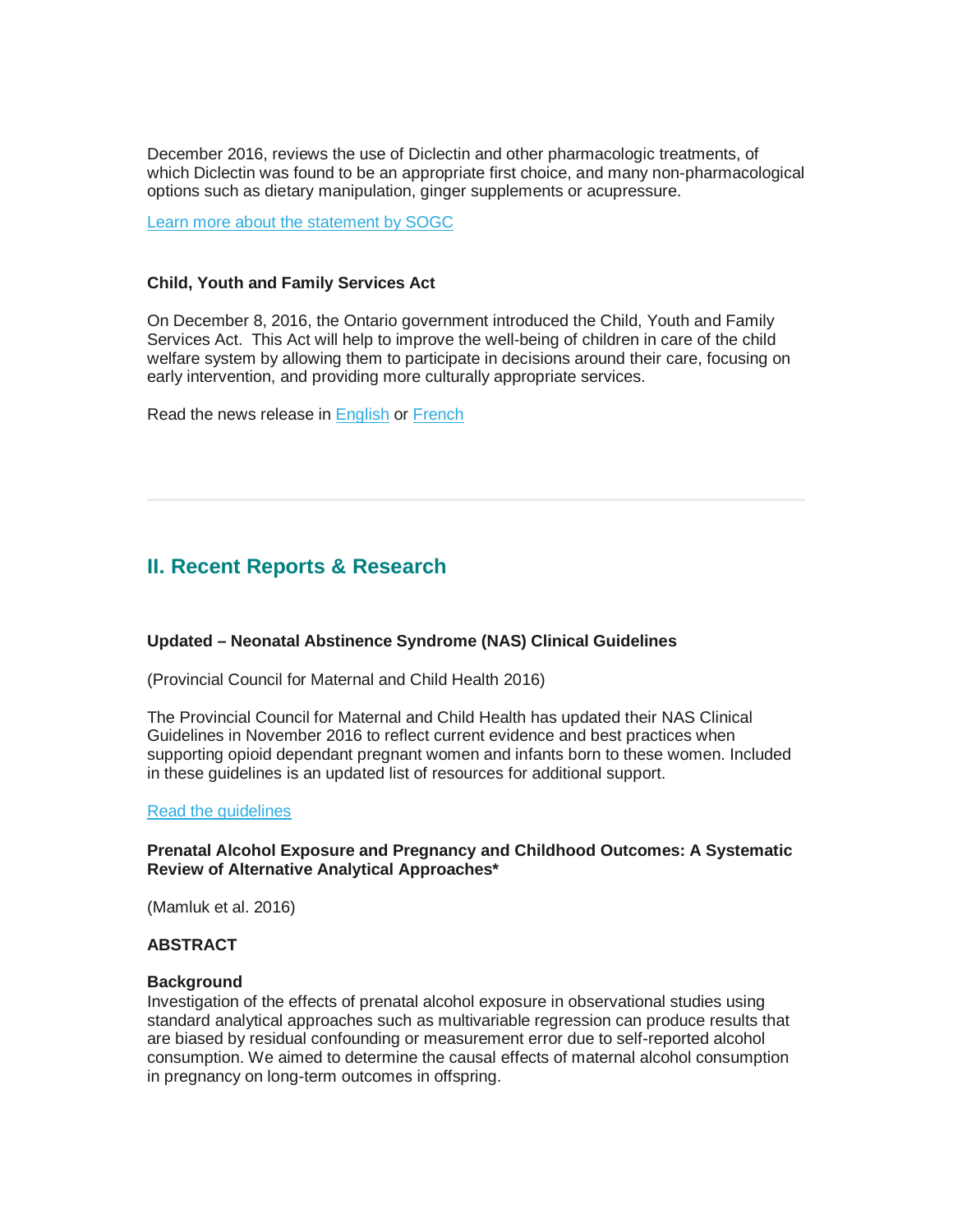December 2016, reviews the use of Diclectin and other pharmacologic treatments, of which Diclectin was found to be an appropriate first choice, and many non-pharmacological options such as dietary manipulation, ginger supplements or acupressure.

Learn more about the statement by SOGC

**Child, Youth and Family Services Act**

On December 8, 2016, the Ontario government introduced the Child, Youth and Family Services Act. This Act will help to improve the well-being of children in care of the child welfare system by allowing them to participate in decisions around their care, focusing on early intervention, and providing more culturally appropriate services.

Read the news release in English or French

---

## II. Recent Reports & Research

**Updated – Neonatal Abstinence Syndrome (NAS) Clinical Guidelines**

(Provincial Council for Maternal and Child Health 2016)

The Provincial Council for Maternal and Child Health has updated their NAS Clinical Guidelines in November 2016 to reflect current evidence and best practices when supporting opioid dependant pregnant women and infants born to these women. Included in these guidelines is an updated list of resources for additional support.

Read the guidelines

**Prenatal Alcohol Exposure and Pregnancy and Childhood Outcomes: A Systematic Review of Alternative Analytical Approaches***

(Mamluk et al. 2016)

**ABSTRACT**

**Background**
Investigation of the effects of prenatal alcohol exposure in observational studies using standard analytical approaches such as multivariable regression can produce results that are biased by residual confounding or measurement error due to self-reported alcohol consumption. We aimed to determine the causal effects of maternal alcohol consumption in pregnancy on long-term outcomes in offspring.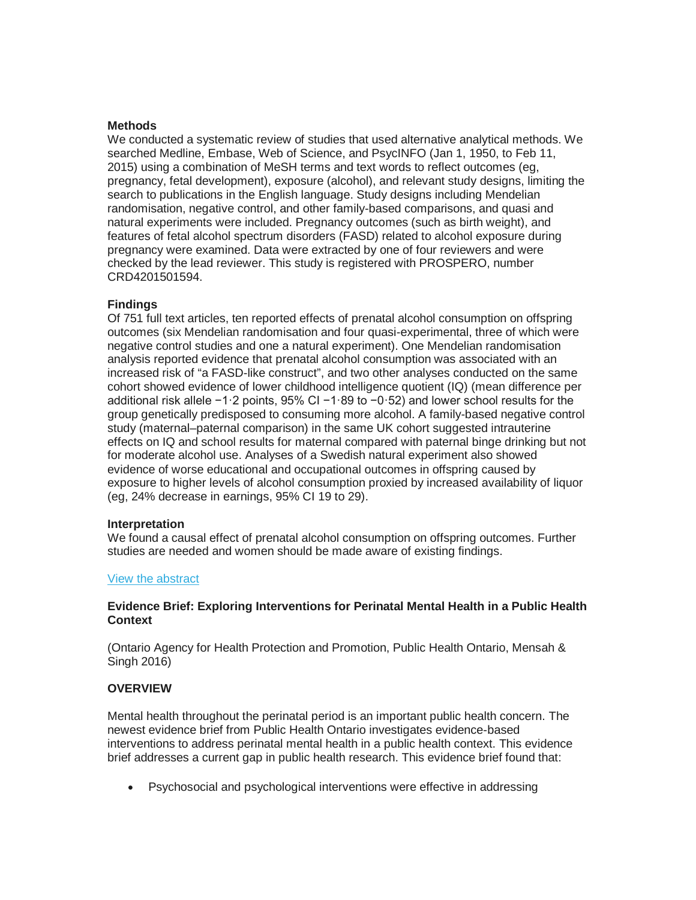**Methods**

We conducted a systematic review of studies that used alternative analytical methods. We searched Medline, Embase, Web of Science, and PsycINFO (Jan 1, 1950, to Feb 11, 2015) using a combination of MeSH terms and text words to reflect outcomes (eg, pregnancy, fetal development), exposure (alcohol), and relevant study designs, limiting the search to publications in the English language. Study designs including Mendelian randomisation, negative control, and other family-based comparisons, and quasi and natural experiments were included. Pregnancy outcomes (such as birth weight), and features of fetal alcohol spectrum disorders (FASD) related to alcohol exposure during pregnancy were examined. Data were extracted by one of four reviewers and were checked by the lead reviewer. This study is registered with PROSPERO, number CRD4201501594.

**Findings**

Of 751 full text articles, ten reported effects of prenatal alcohol consumption on offspring outcomes (six Mendelian randomisation and four quasi-experimental, three of which were negative control studies and one a natural experiment). One Mendelian randomisation analysis reported evidence that prenatal alcohol consumption was associated with an increased risk of "a FASD-like construct", and two other analyses conducted on the same cohort showed evidence of lower childhood intelligence quotient (IQ) (mean difference per additional risk allele −1·2 points, 95% CI −1·89 to −0·52) and lower school results for the group genetically predisposed to consuming more alcohol. A family-based negative control study (maternal–paternal comparison) in the same UK cohort suggested intrauterine effects on IQ and school results for maternal compared with paternal binge drinking but not for moderate alcohol use. Analyses of a Swedish natural experiment also showed evidence of worse educational and occupational outcomes in offspring caused by exposure to higher levels of alcohol consumption proxied by increased availability of liquor (eg, 24% decrease in earnings, 95% CI 19 to 29).

**Interpretation**

We found a causal effect of prenatal alcohol consumption on offspring outcomes. Further studies are needed and women should be made aware of existing findings.

View the abstract

**Evidence Brief: Exploring Interventions for Perinatal Mental Health in a Public Health Context**

(Ontario Agency for Health Protection and Promotion, Public Health Ontario, Mensah & Singh 2016)

**OVERVIEW**

Mental health throughout the perinatal period is an important public health concern. The newest evidence brief from Public Health Ontario investigates evidence-based interventions to address perinatal mental health in a public health context. This evidence brief addresses a current gap in public health research. This evidence brief found that:

- Psychosocial and psychological interventions were effective in addressing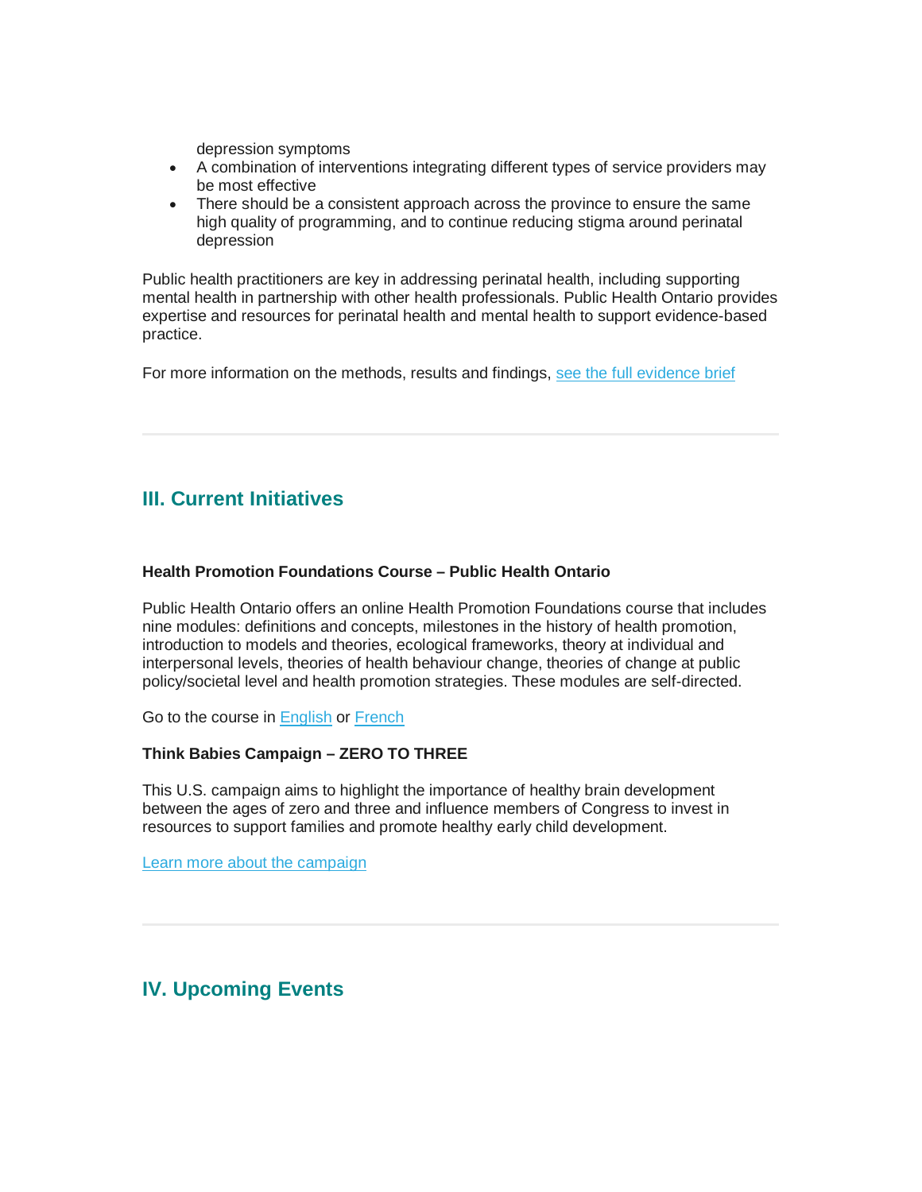depression symptoms

- A combination of interventions integrating different types of service providers may be most effective
- There should be a consistent approach across the province to ensure the same high quality of programming, and to continue reducing stigma around perinatal depression

Public health practitioners are key in addressing perinatal health, including supporting mental health in partnership with other health professionals. Public Health Ontario provides expertise and resources for perinatal health and mental health to support evidence-based practice.

For more information on the methods, results and findings, see the full evidence brief

---

## III. Current Initiatives

**Health Promotion Foundations Course – Public Health Ontario**

Public Health Ontario offers an online Health Promotion Foundations course that includes nine modules: definitions and concepts, milestones in the history of health promotion, introduction to models and theories, ecological frameworks, theory at individual and interpersonal levels, theories of health behaviour change, theories of change at public policy/societal level and health promotion strategies. These modules are self-directed.

Go to the course in English or French

**Think Babies Campaign – ZERO TO THREE**

This U.S. campaign aims to highlight the importance of healthy brain development between the ages of zero and three and influence members of Congress to invest in resources to support families and promote healthy early child development.

Learn more about the campaign

---

## IV. Upcoming Events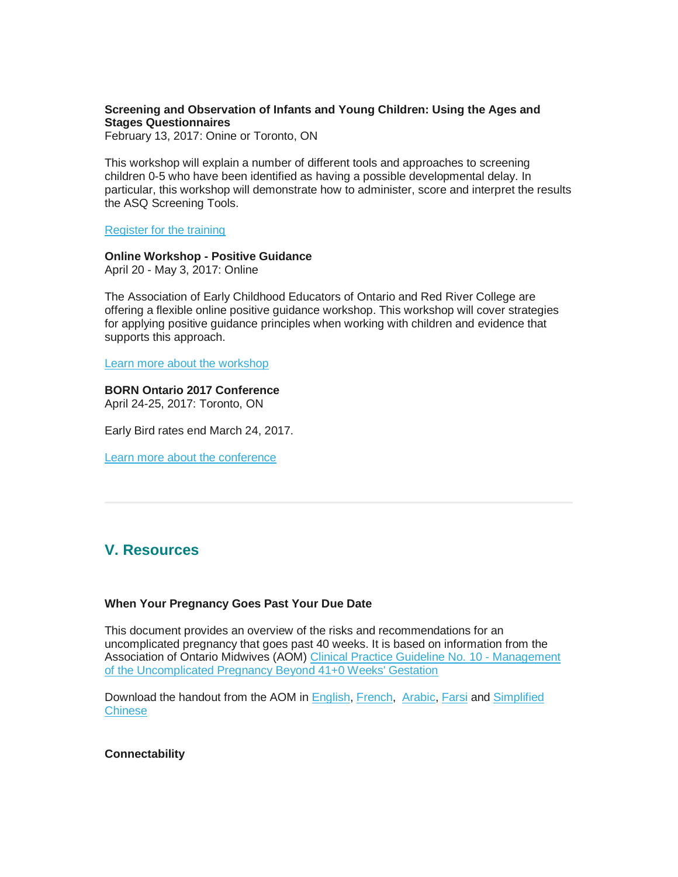**Screening and Observation of Infants and Young Children: Using the Ages and Stages Questionnaires**
February 13, 2017: Onine or Toronto, ON

This workshop will explain a number of different tools and approaches to screening children 0-5 who have been identified as having a possible developmental delay. In particular, this workshop will demonstrate how to administer, score and interpret the results the ASQ Screening Tools.

Register for the training

**Online Workshop - Positive Guidance**
April 20 - May 3, 2017: Online

The Association of Early Childhood Educators of Ontario and Red River College are offering a flexible online positive guidance workshop. This workshop will cover strategies for applying positive guidance principles when working with children and evidence that supports this approach.

Learn more about the workshop

**BORN Ontario 2017 Conference**
April 24-25, 2017: Toronto, ON

Early Bird rates end March 24, 2017.

Learn more about the conference

---

## V. Resources

**When Your Pregnancy Goes Past Your Due Date**

This document provides an overview of the risks and recommendations for an uncomplicated pregnancy that goes past 40 weeks. It is based on information from the Association of Ontario Midwives (AOM) Clinical Practice Guideline No. 10 - Management of the Uncomplicated Pregnancy Beyond 41+0 Weeks' Gestation

Download the handout from the AOM in English, French, Arabic, Farsi and Simplified Chinese

**Connectability**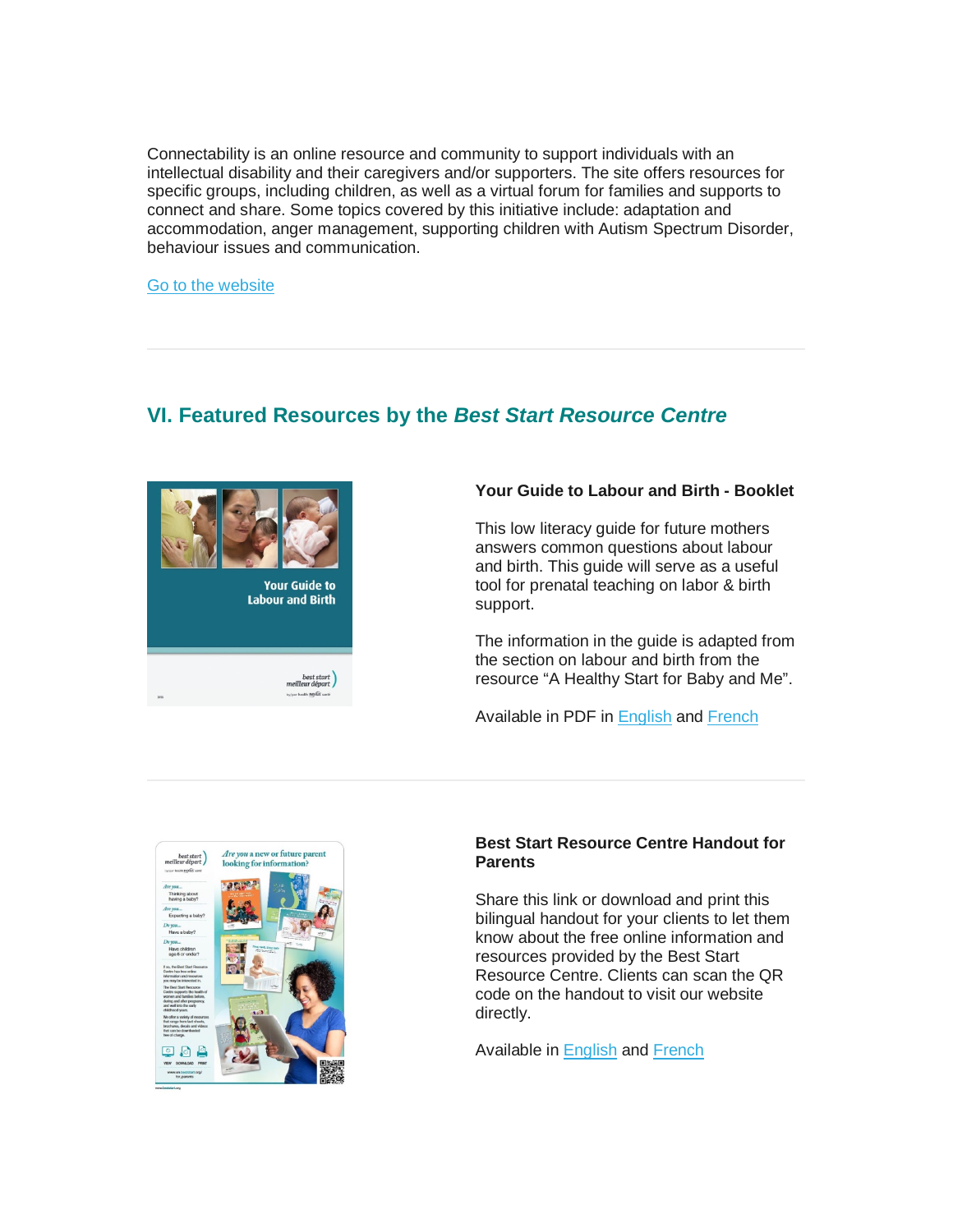Connectability is an online resource and community to support individuals with an intellectual disability and their caregivers and/or supporters. The site offers resources for specific groups, including children, as well as a virtual forum for families and supports to connect and share. Some topics covered by this initiative include: adaptation and accommodation, anger management, supporting children with Autism Spectrum Disorder, behaviour issues and communication.

Go to the website

---

## VI. Featured Resources by the *Best Start Resource Centre*

**Your Guide to Labour and Birth - Booklet**

This low literacy guide for future mothers answers common questions about labour and birth. This guide will serve as a useful tool for prenatal teaching on labor & birth support.

The information in the guide is adapted from the section on labour and birth from the resource "A Healthy Start for Baby and Me".

Available in PDF in English and French

---

**Best Start Resource Centre Handout for Parents**

Share this link or download and print this bilingual handout for your clients to let them know about the free online information and resources provided by the Best Start Resource Centre. Clients can scan the QR code on the handout to visit our website directly.

Available in English and French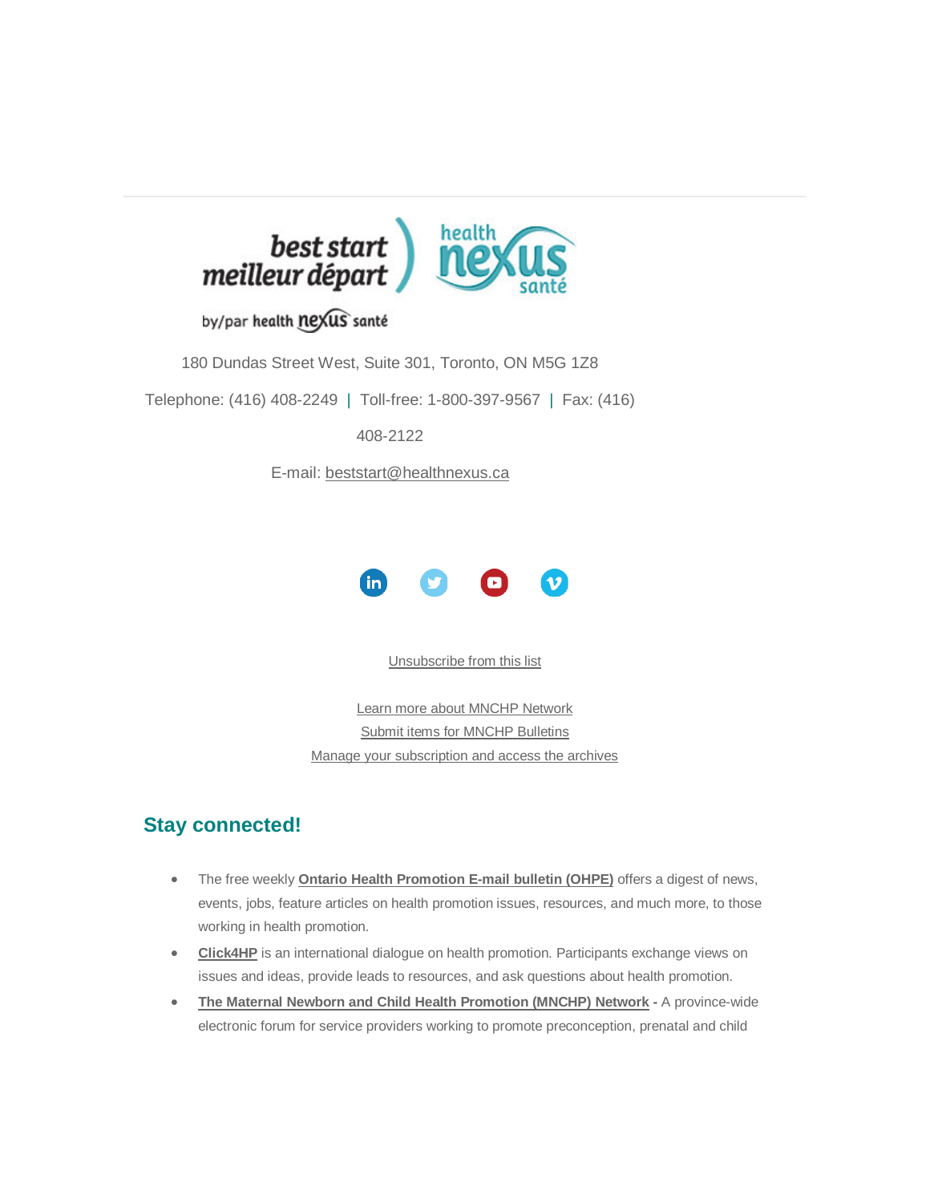180 Dundas Street West, Suite 301, Toronto, ON M5G 1Z8

Telephone: (416) 408-2249 | Toll-free: 1-800-397-9567 | Fax: (416) 408-2122

E-mail: beststart@healthnexus.ca

Unsubscribe from this list

Learn more about MNCHP Network
Submit items for MNCHP Bulletins
Manage your subscription and access the archives

## Stay connected!

- The free weekly **Ontario Health Promotion E-mail bulletin (OHPE)** offers a digest of news, events, jobs, feature articles on health promotion issues, resources, and much more, to those working in health promotion.
- **Click4HP** is an international dialogue on health promotion. Participants exchange views on issues and ideas, provide leads to resources, and ask questions about health promotion.
- **The Maternal Newborn and Child Health Promotion (MNCHP) Network -** A province-wide electronic forum for service providers working to promote preconception, prenatal and child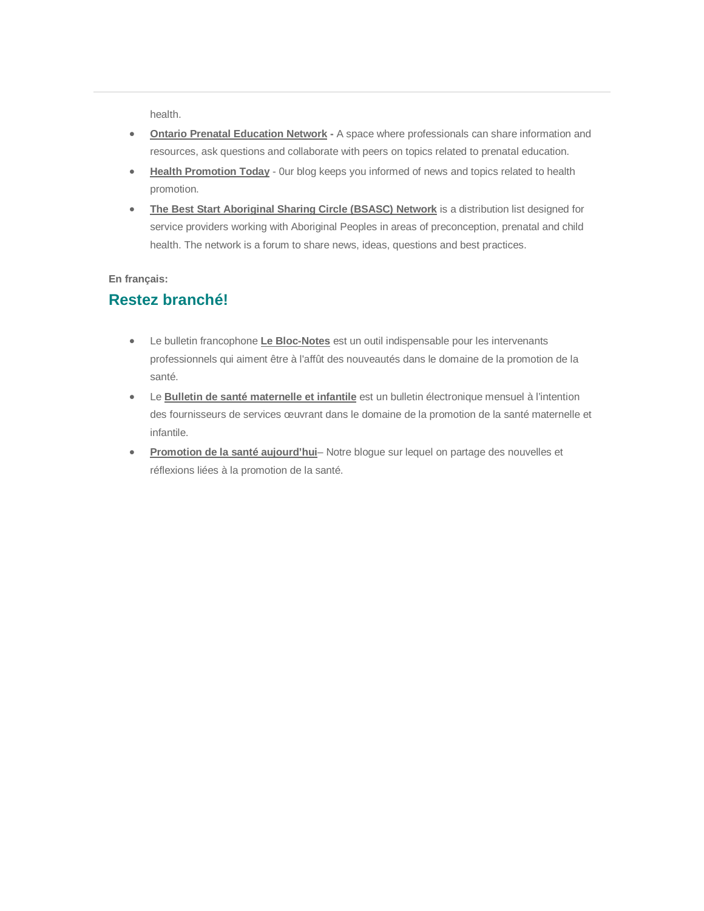health.

- **Ontario Prenatal Education Network -** A space where professionals can share information and resources, ask questions and collaborate with peers on topics related to prenatal education.
- **Health Promotion Today** - 0ur blog keeps you informed of news and topics related to health promotion.
- **The Best Start Aboriginal Sharing Circle (BSASC) Network** is a distribution list designed for service providers working with Aboriginal Peoples in areas of preconception, prenatal and child health. The network is a forum to share news, ideas, questions and best practices.

**En français:**

## Restez branché!

- Le bulletin francophone **Le Bloc-Notes** est un outil indispensable pour les intervenants professionnels qui aiment être à l'affût des nouveautés dans le domaine de la promotion de la santé.
- Le **Bulletin de santé maternelle et infantile** est un bulletin électronique mensuel à l'intention des fournisseurs de services œuvrant dans le domaine de la promotion de la santé maternelle et infantile.
- **Promotion de la santé aujourd'hui**– Notre blogue sur lequel on partage des nouvelles et réflexions liées à la promotion de la santé.